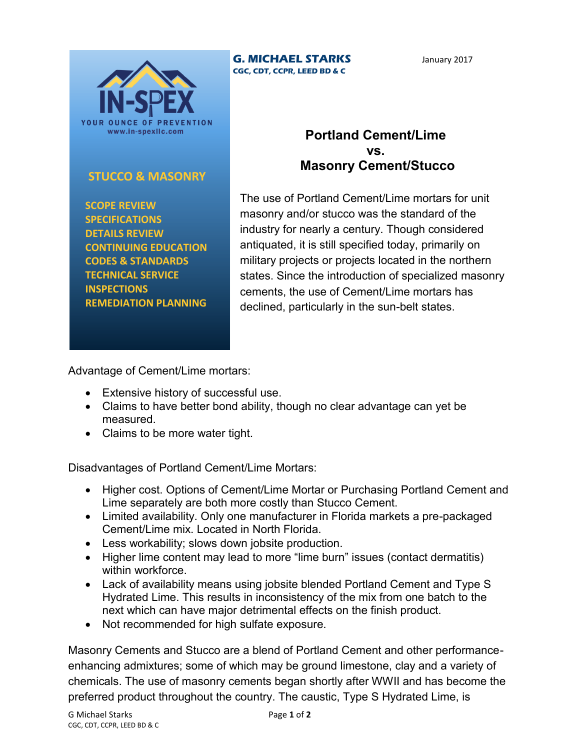IN-SPEX

YOUR OUNCE OF PREVENTION

www.in-spexllc.com

**STUCCO & MASONRY**

- SCOPE REVIEW
- SPECIFICATIONS
- DETAILS REVIEW
- CONTINUING EDUCATION
- CODES & STANDARDS
- TECHNICAL SERVICE
- INSPECTIONS
- REMEDIATION PLANNING

**G. MICHAEL STARKS**
**CGC, CDT, CCPR, LEED BD & C**

January 2017

# Portland Cement/Lime vs. Masonry Cement/Stucco

The use of Portland Cement/Lime mortars for unit masonry and/or stucco was the standard of the industry for nearly a century. Though considered antiquated, it is still specified today, primarily on military projects or projects located in the northern states. Since the introduction of specialized masonry cements, the use of Cement/Lime mortars has declined, particularly in the sun-belt states.

Advantage of Cement/Lime mortars:

- Extensive history of successful use.
- Claims to have better bond ability, though no clear advantage can yet be measured.
- Claims to be more water tight.

Disadvantages of Portland Cement/Lime Mortars:

- Higher cost. Options of Cement/Lime Mortar or Purchasing Portland Cement and Lime separately are both more costly than Stucco Cement.
- Limited availability. Only one manufacturer in Florida markets a pre-packaged Cement/Lime mix. Located in North Florida.
- Less workability; slows down jobsite production.
- Higher lime content may lead to more "lime burn" issues (contact dermatitis) within workforce.
- Lack of availability means using jobsite blended Portland Cement and Type S Hydrated Lime. This results in inconsistency of the mix from one batch to the next which can have major detrimental effects on the finish product.
- Not recommended for high sulfate exposure.

Masonry Cements and Stucco are a blend of Portland Cement and other performance-enhancing admixtures; some of which may be ground limestone, clay and a variety of chemicals. The use of masonry cements began shortly after WWII and has become the preferred product throughout the country. The caustic, Type S Hydrated Lime, is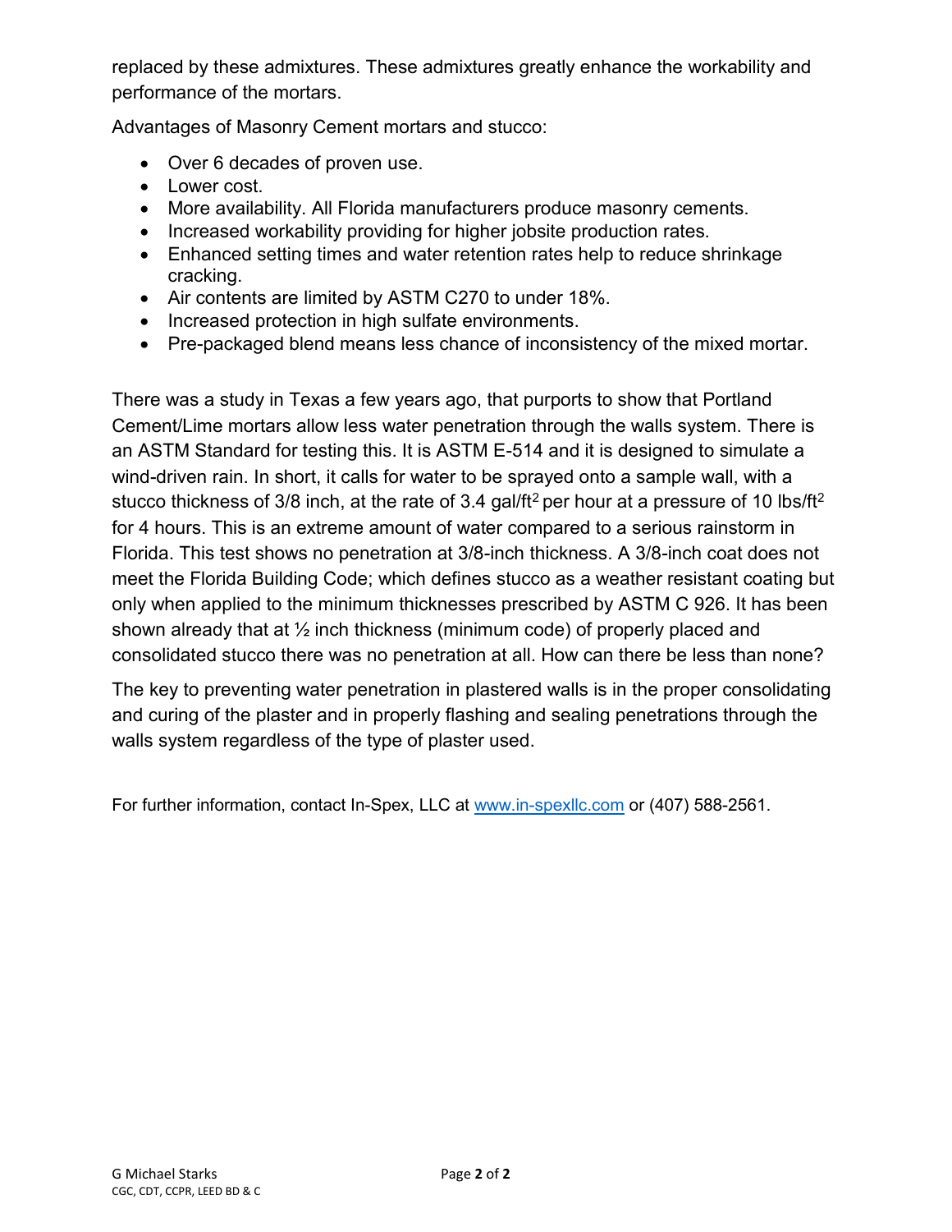replaced by these admixtures. These admixtures greatly enhance the workability and performance of the mortars.

Advantages of Masonry Cement mortars and stucco:

- Over 6 decades of proven use.
- Lower cost.
- More availability. All Florida manufacturers produce masonry cements.
- Increased workability providing for higher jobsite production rates.
- Enhanced setting times and water retention rates help to reduce shrinkage cracking.
- Air contents are limited by ASTM C270 to under 18%.
- Increased protection in high sulfate environments.
- Pre-packaged blend means less chance of inconsistency of the mixed mortar.

There was a study in Texas a few years ago, that purports to show that Portland Cement/Lime mortars allow less water penetration through the walls system. There is an ASTM Standard for testing this. It is ASTM E-514 and it is designed to simulate a wind-driven rain. In short, it calls for water to be sprayed onto a sample wall, with a stucco thickness of 3/8 inch, at the rate of 3.4 gal/ft$^2$ per hour at a pressure of 10 lbs/ft$^2$ for 4 hours. This is an extreme amount of water compared to a serious rainstorm in Florida. This test shows no penetration at 3/8-inch thickness. A 3/8-inch coat does not meet the Florida Building Code; which defines stucco as a weather resistant coating but only when applied to the minimum thicknesses prescribed by ASTM C 926. It has been shown already that at ½ inch thickness (minimum code) of properly placed and consolidated stucco there was no penetration at all. How can there be less than none?

The key to preventing water penetration in plastered walls is in the proper consolidating and curing of the plaster and in properly flashing and sealing penetrations through the walls system regardless of the type of plaster used.

For further information, contact In-Spex, LLC at www.in-spexllc.com or (407) 588-2561.

G Michael Starks
CGC, CDT, CCPR, LEED BD & C